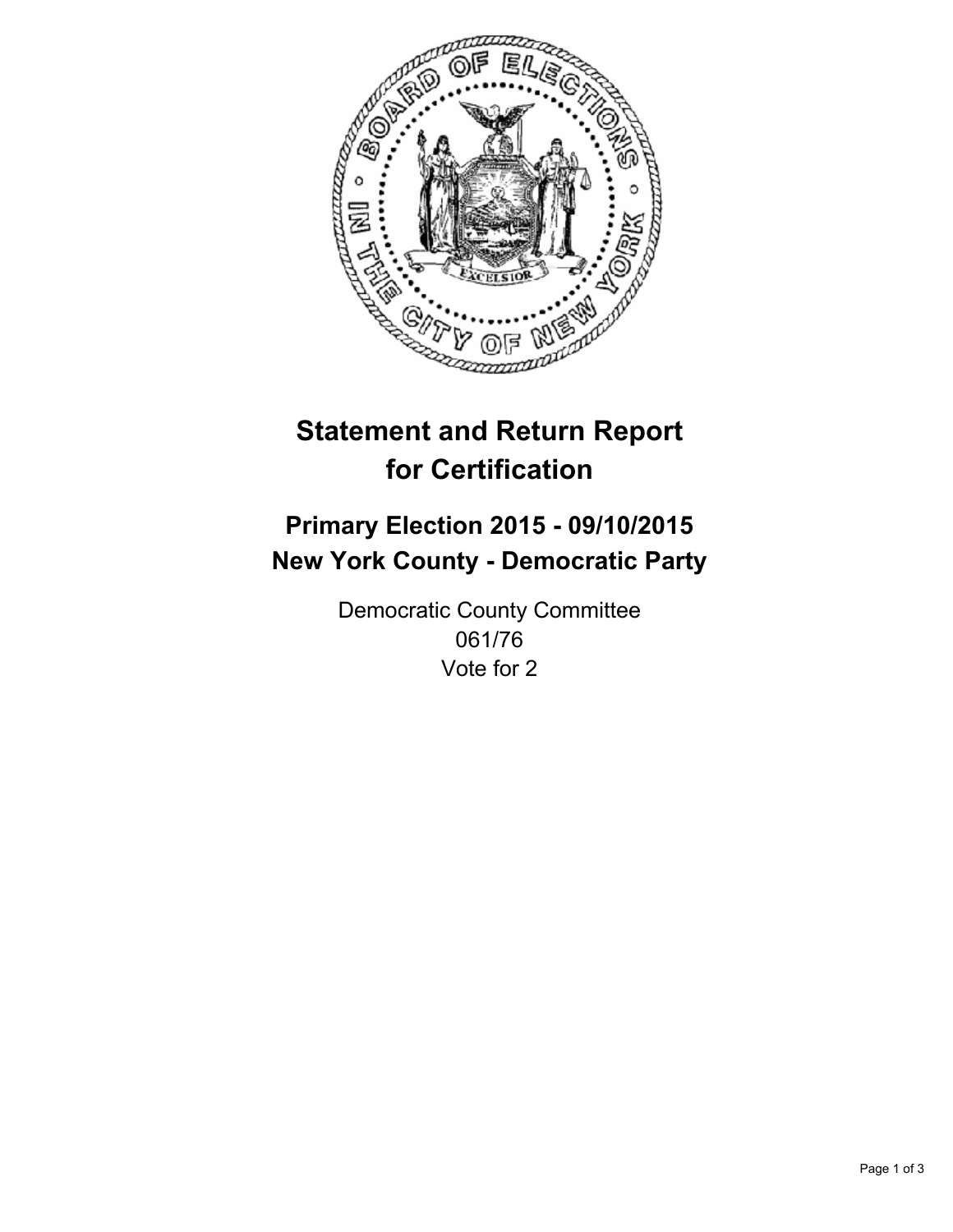# Statement and Return Report for Certification

## Primary Election 2015 - 09/10/2015
## New York County - Democratic Party

Democratic County Committee
061/76
Vote for 2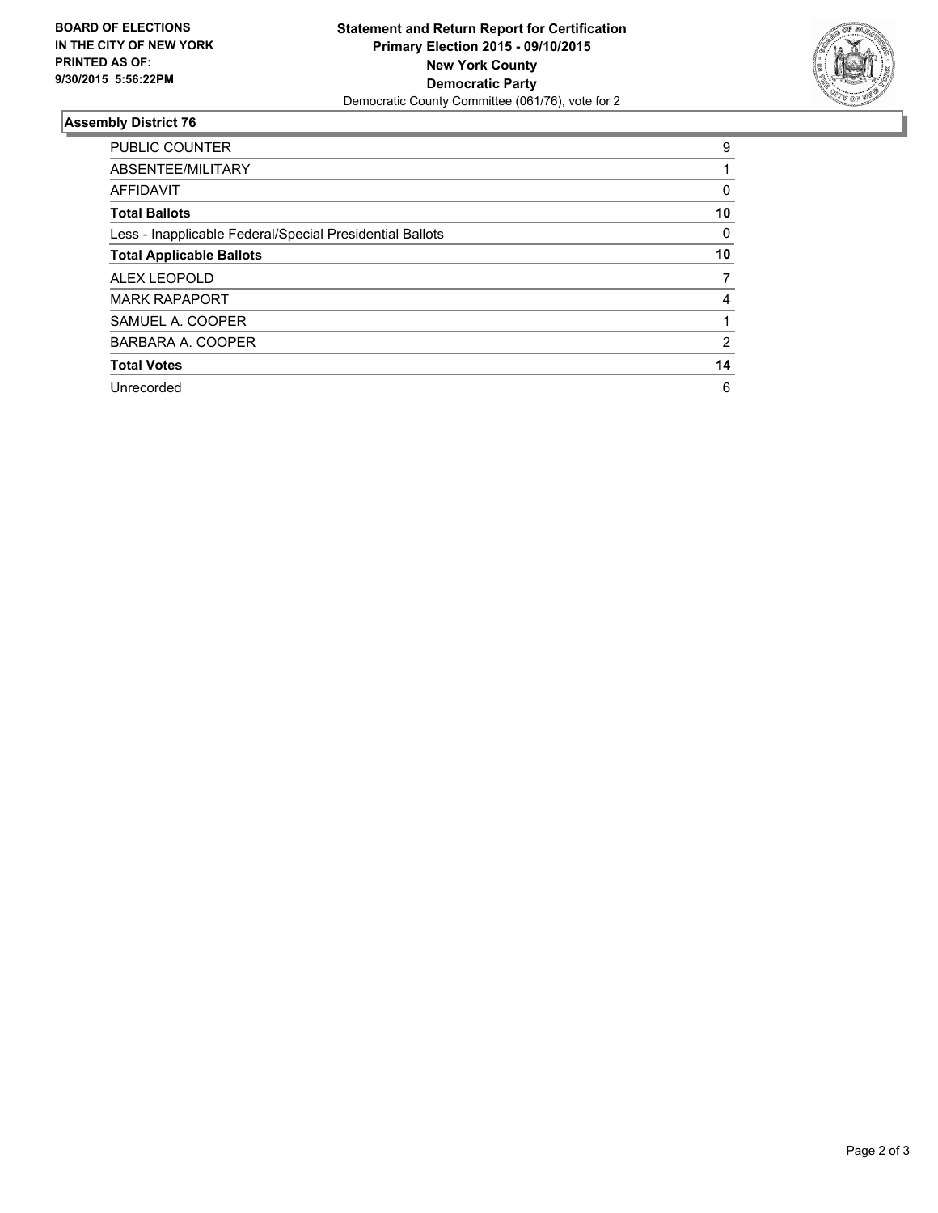**BOARD OF ELECTIONS IN THE CITY OF NEW YORK PRINTED AS OF: 9/30/2015 5:56:22PM**

**Statement and Return Report for Certification**
**Primary Election 2015 - 09/10/2015**
**New York County**
**Democratic Party**
Democratic County Committee (061/76), vote for 2

## Assembly District 76

| | |
|---|---|
| PUBLIC COUNTER | 9 |
| ABSENTEE/MILITARY | 1 |
| AFFIDAVIT | 0 |
| **Total Ballots** | **10** |
| Less - Inapplicable Federal/Special Presidential Ballots | 0 |
| **Total Applicable Ballots** | **10** |
| ALEX LEOPOLD | 7 |
| MARK RAPAPORT | 4 |
| SAMUEL A. COOPER | 1 |
| BARBARA A. COOPER | 2 |
| **Total Votes** | **14** |
| Unrecorded | 6 |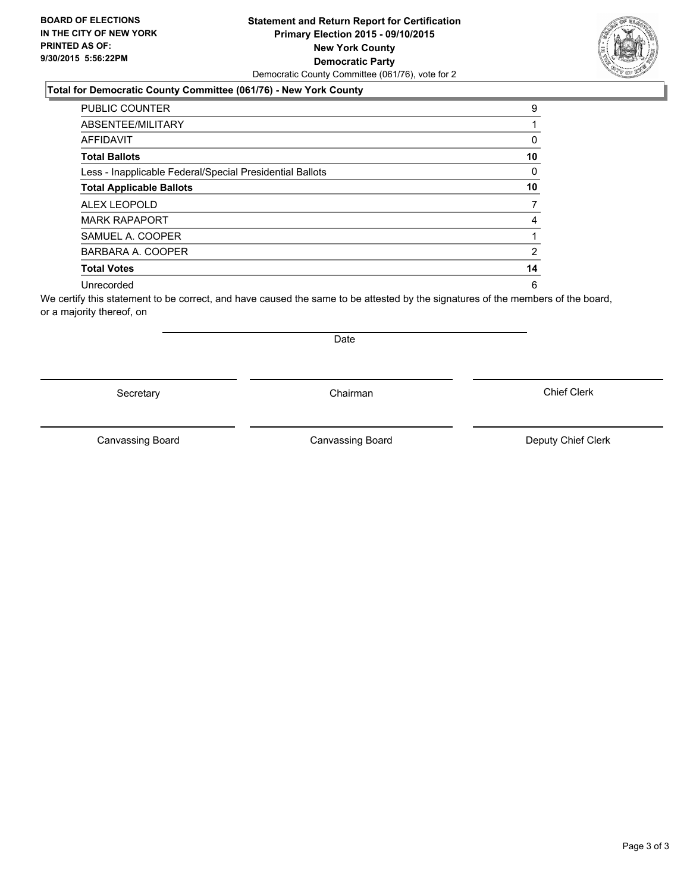**BOARD OF ELECTIONS IN THE CITY OF NEW YORK PRINTED AS OF: 9/30/2015 5:56:22PM**

**Statement and Return Report for Certification**
**Primary Election 2015 - 09/10/2015**
**New York County**
**Democratic Party**
Democratic County Committee (061/76), vote for 2

### Total for Democratic County Committee (061/76) - New York County

| | |
|---|---|
| PUBLIC COUNTER | 9 |
| ABSENTEE/MILITARY | 1 |
| AFFIDAVIT | 0 |
| **Total Ballots** | **10** |
| Less - Inapplicable Federal/Special Presidential Ballots | 0 |
| **Total Applicable Ballots** | **10** |
| ALEX LEOPOLD | 7 |
| MARK RAPAPORT | 4 |
| SAMUEL A. COOPER | 1 |
| BARBARA A. COOPER | 2 |
| **Total Votes** | **14** |
| Unrecorded | 6 |

We certify this statement to be correct, and have caused the same to be attested by the signatures of the members of the board, or a majority thereof, on

Date

Secretary

Chairman

Chief Clerk

Canvassing Board

Canvassing Board

Deputy Chief Clerk